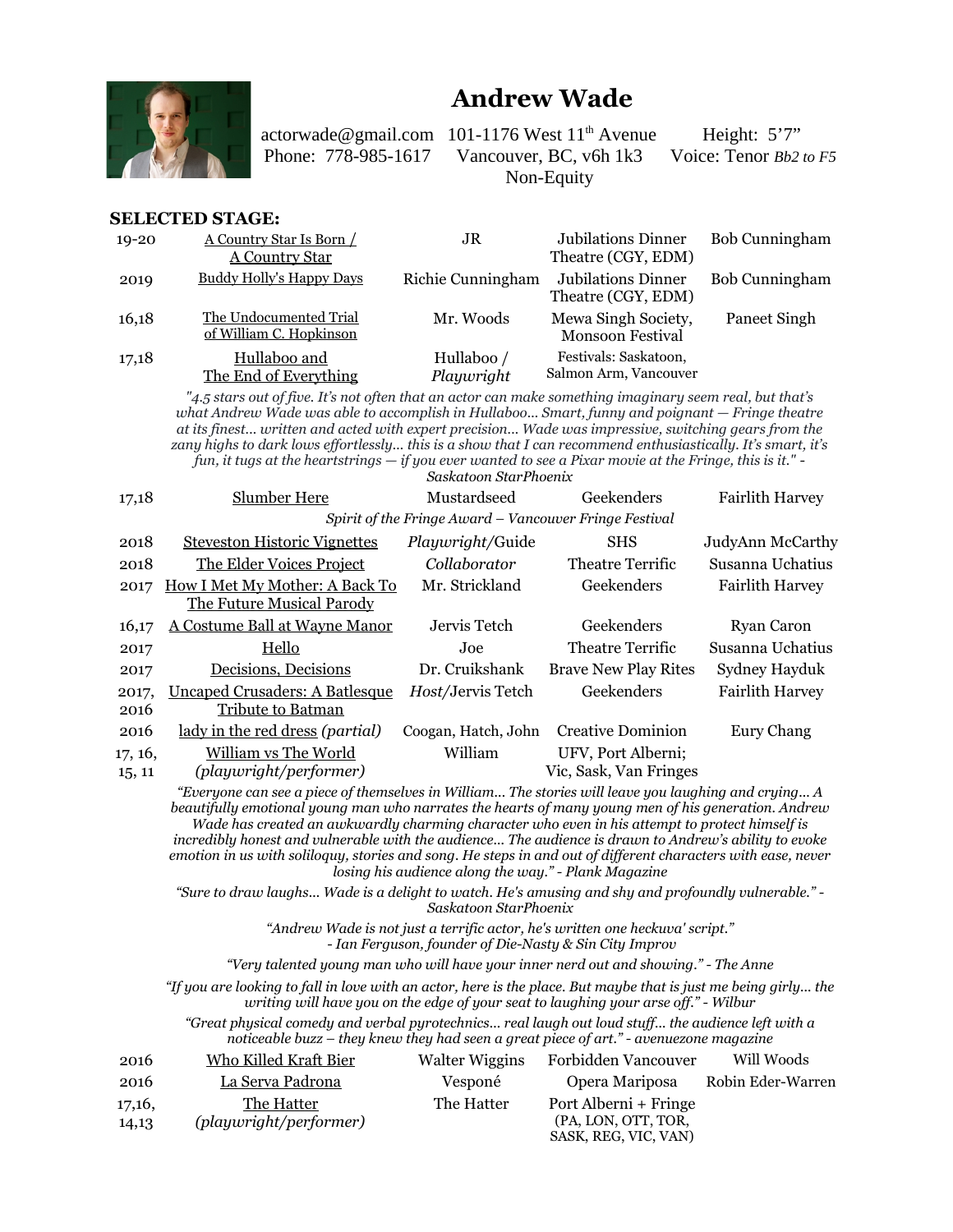# Andrew Wade

actorwade@gmail.com   101-1176 West 11th Avenue   Height: 5'7"
Phone: 778-985-1617   Vancouver, BC, v6h 1k3   Voice: Tenor *Bb2 to F5*
Non-Equity

## SELECTED STAGE:

| Year | Production | Role | Company/Venue | Director |
|---|---|---|---|---|
| 19-20 | A Country Star Is Born / A Country Star | JR | Jubilations Dinner Theatre (CGY, EDM) | Bob Cunningham |
| 2019 | Buddy Holly's Happy Days | Richie Cunningham | Jubilations Dinner Theatre (CGY, EDM) | Bob Cunningham |
| 16,18 | The Undocumented Trial of William C. Hopkinson | Mr. Woods | Mewa Singh Society, Monsoon Festival | Paneet Singh |
| 17,18 | Hullaboo and The End of Everything | Hullaboo / *Playwright* | Festivals: Saskatoon, Salmon Arm, Vancouver | |

*"4.5 stars out of five. It's not often that an actor can make something imaginary seem real, but that's what Andrew Wade was able to accomplish in Hullaboo... Smart, funny and poignant — Fringe theatre at its finest... written and acted with expert precision... Wade was impressive, switching gears from the zany highs to dark lows effortlessly... this is a show that I can recommend enthusiastically. It's smart, it's fun, it tugs at the heartstrings — if you ever wanted to see a Pixar movie at the Fringe, this is it." - Saskatoon StarPhoenix*

| Year | Production | Role | Company/Venue | Director |
|---|---|---|---|---|
| 17,18 | Slumber Here | Mustardseed | Geekenders | Fairlith Harvey |

*Spirit of the Fringe Award – Vancouver Fringe Festival*

| Year | Production | Role | Company/Venue | Director |
|---|---|---|---|---|
| 2018 | Steveston Historic Vignettes | *Playwright*/Guide | SHS | JudyAnn McCarthy |
| 2018 | The Elder Voices Project | *Collaborator* | Theatre Terrific | Susanna Uchatius |
| 2017 | How I Met My Mother: A Back To The Future Musical Parody | Mr. Strickland | Geekenders | Fairlith Harvey |
| 16,17 | A Costume Ball at Wayne Manor | Jervis Tetch | Geekenders | Ryan Caron |
| 2017 | Hello | Joe | Theatre Terrific | Susanna Uchatius |
| 2017 | Decisions, Decisions | Dr. Cruikshank | Brave New Play Rites | Sydney Hayduk |
| 2017, 2016 | Uncaped Crusaders: A Batlesque Tribute to Batman | *Host*/Jervis Tetch | Geekenders | Fairlith Harvey |
| 2016 | lady in the red dress *(partial)* | Coogan, Hatch, John | Creative Dominion | Eury Chang |
| 17, 16, 15, 11 | William vs The World *(playwright/performer)* | William | UFV, Port Alberni; Vic, Sask, Van Fringes | |

*"Everyone can see a piece of themselves in William... The stories will leave you laughing and crying... A beautifully emotional young man who narrates the hearts of many young men of his generation. Andrew Wade has created an awkwardly charming character who even in his attempt to protect himself is incredibly honest and vulnerable with the audience... The audience is drawn to Andrew's ability to evoke emotion in us with soliloquy, stories and song. He steps in and out of different characters with ease, never losing his audience along the way." - Plank Magazine*

*"Sure to draw laughs... Wade is a delight to watch. He's amusing and shy and profoundly vulnerable." - Saskatoon StarPhoenix*

*"Andrew Wade is not just a terrific actor, he's written one heckuva' script." - Ian Ferguson, founder of Die-Nasty & Sin City Improv*

*"Very talented young man who will have your inner nerd out and showing." - The Anne*

*"If you are looking to fall in love with an actor, here is the place. But maybe that is just me being girly... the writing will have you on the edge of your seat to laughing your arse off." - Wilbur*

*"Great physical comedy and verbal pyrotechnics... real laugh out loud stuff... the audience left with a noticeable buzz – they knew they had seen a great piece of art." - avenuezone magazine*

| Year | Production | Role | Company/Venue | Director |
|---|---|---|---|---|
| 2016 | Who Killed Kraft Bier | Walter Wiggins | Forbidden Vancouver | Will Woods |
| 2016 | La Serva Padrona | Vesponé | Opera Mariposa | Robin Eder-Warren |
| 17,16, 14,13 | The Hatter *(playwright/performer)* | The Hatter | Port Alberni + Fringe (PA, LON, OTT, TOR, SASK, REG, VIC, VAN) | |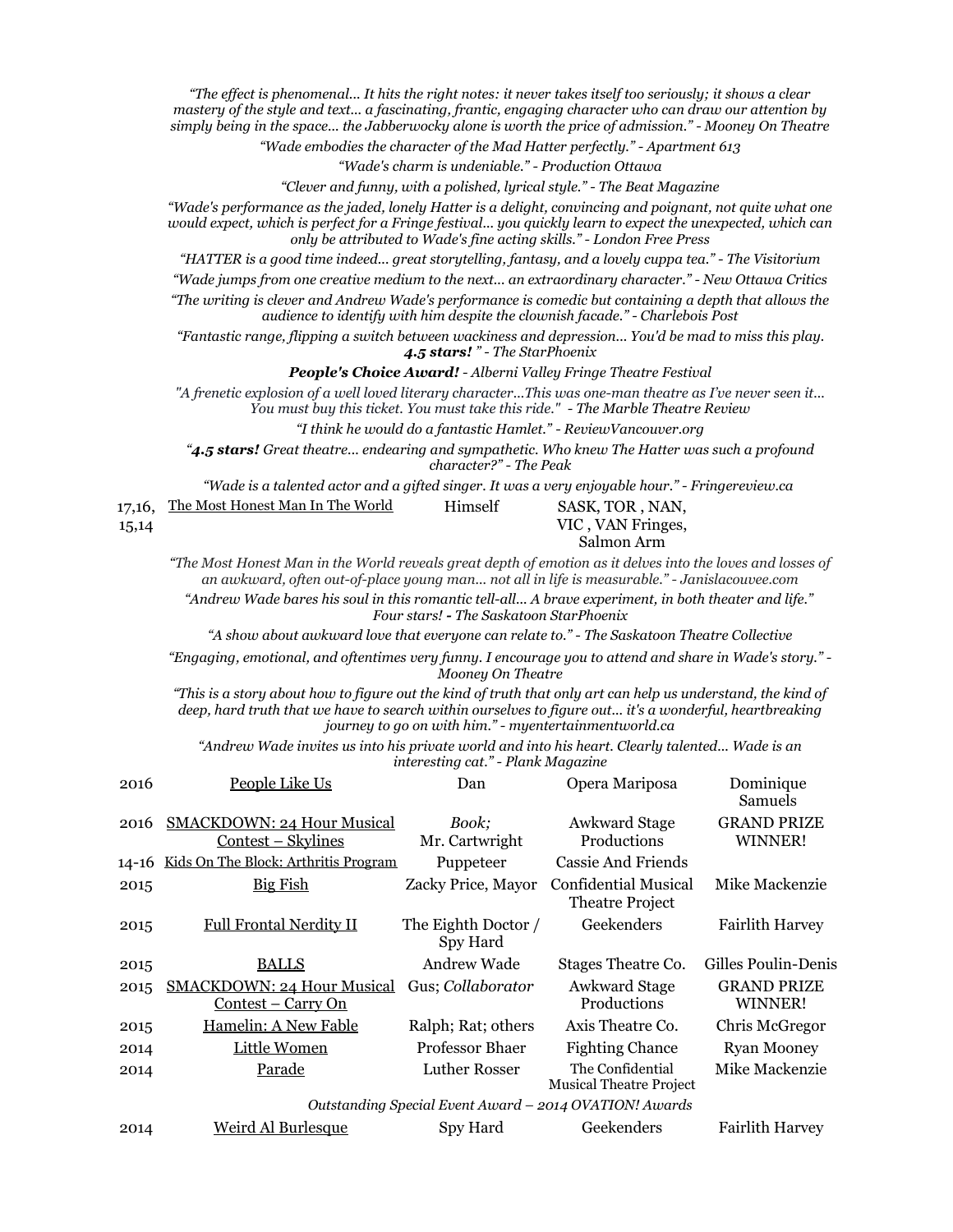*"The effect is phenomenal... It hits the right notes: it never takes itself too seriously; it shows a clear mastery of the style and text... a fascinating, frantic, engaging character who can draw our attention by simply being in the space... the Jabberwocky alone is worth the price of admission." - Mooney On Theatre*

*"Wade embodies the character of the Mad Hatter perfectly." - Apartment 613*

*"Wade's charm is undeniable." - Production Ottawa*

*"Clever and funny, with a polished, lyrical style." - The Beat Magazine*

*"Wade's performance as the jaded, lonely Hatter is a delight, convincing and poignant, not quite what one would expect, which is perfect for a Fringe festival... you quickly learn to expect the unexpected, which can only be attributed to Wade's fine acting skills." - London Free Press*

*"HATTER is a good time indeed... great storytelling, fantasy, and a lovely cuppa tea." - The Visitorium*

*"Wade jumps from one creative medium to the next... an extraordinary character." - New Ottawa Critics*

*"The writing is clever and Andrew Wade's performance is comedic but containing a depth that allows the audience to identify with him despite the clownish facade." - Charlebois Post*

*"Fantastic range, flipping a switch between wackiness and depression... You'd be mad to miss this play.* ***4.5 stars!*** *" - The StarPhoenix*

***People's Choice Award!*** *- Alberni Valley Fringe Theatre Festival*

*"A frenetic explosion of a well loved literary character...This was one-man theatre as I've never seen it... You must buy this ticket. You must take this ride." - The Marble Theatre Review*

*"I think he would do a fantastic Hamlet." - ReviewVancouver.org*

*"****4.5 stars!*** *Great theatre... endearing and sympathetic. Who knew The Hatter was such a profound character?" - The Peak*

*"Wade is a talented actor and a gifted singer. It was a very enjoyable hour." - Fringereview.ca*

| | | | | |
|---|---|---|---|---|
| 17,16, 15,14 | The Most Honest Man In The World | Himself | SASK, TOR , NAN, VIC , VAN Fringes, Salmon Arm | |

*"The Most Honest Man in the World reveals great depth of emotion as it delves into the loves and losses of an awkward, often out-of-place young man... not all in life is measurable." - Janislacouvee.com*

*"Andrew Wade bares his soul in this romantic tell-all... A brave experiment, in both theater and life." Four stars! - The Saskatoon StarPhoenix*

*"A show about awkward love that everyone can relate to." - The Saskatoon Theatre Collective*

*"Engaging, emotional, and oftentimes very funny. I encourage you to attend and share in Wade's story." - Mooney On Theatre*

*"This is a story about how to figure out the kind of truth that only art can help us understand, the kind of deep, hard truth that we have to search within ourselves to figure out... it's a wonderful, heartbreaking journey to go on with him." - myentertainmentworld.ca*

*"Andrew Wade invites us into his private world and into his heart. Clearly talented... Wade is an interesting cat." - Plank Magazine*

| | | | | |
|---|---|---|---|---|
| 2016 | People Like Us | Dan | Opera Mariposa | Dominique Samuels |
| 2016 | SMACKDOWN: 24 Hour Musical Contest – Skylines | *Book;* Mr. Cartwright | Awkward Stage Productions | GRAND PRIZE WINNER! |
| 14-16 | Kids On The Block: Arthritis Program | Puppeteer | Cassie And Friends | |
| 2015 | Big Fish | Zacky Price, Mayor | Confidential Musical Theatre Project | Mike Mackenzie |
| 2015 | Full Frontal Nerdity II | The Eighth Doctor / Spy Hard | Geekenders | Fairlith Harvey |
| 2015 | BALLS | Andrew Wade | Stages Theatre Co. | Gilles Poulin-Denis |
| 2015 | SMACKDOWN: 24 Hour Musical Contest – Carry On | Gus; *Collaborator* | Awkward Stage Productions | GRAND PRIZE WINNER! |
| 2015 | Hamelin: A New Fable | Ralph; Rat; others | Axis Theatre Co. | Chris McGregor |
| 2014 | Little Women | Professor Bhaer | Fighting Chance | Ryan Mooney |
| 2014 | Parade | Luther Rosser | The Confidential Musical Theatre Project | Mike Mackenzie |

*Outstanding Special Event Award – 2014 OVATION! Awards*

| | | | | |
|---|---|---|---|---|
| 2014 | Weird Al Burlesque | Spy Hard | Geekenders | Fairlith Harvey |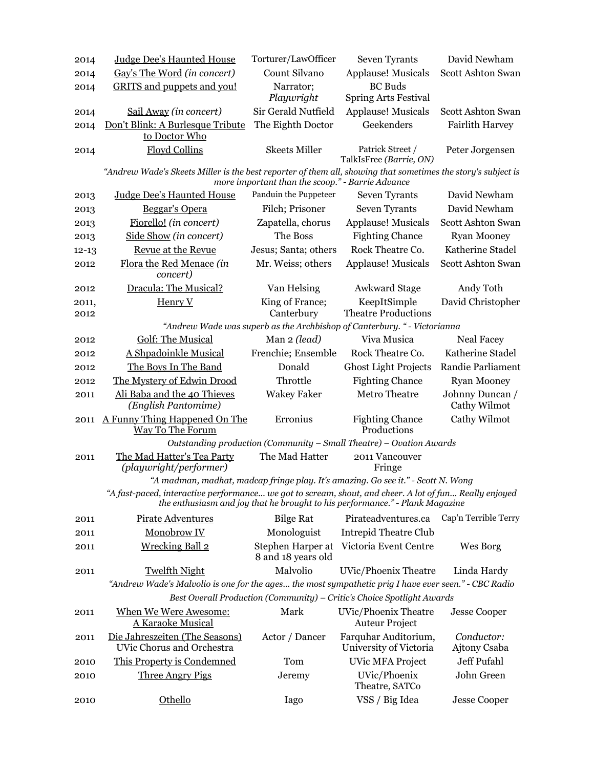| | | | | |
|---|---|---|---|---|
| 2014 | Judge Dee's Haunted House | Torturer/LawOfficer | Seven Tyrants | David Newham |
| 2014 | Gay's The Word *(in concert)* | Count Silvano | Applause! Musicals | Scott Ashton Swan |
| 2014 | GRITS and puppets and you! | Narrator; *Playwright* | BC Buds Spring Arts Festival | |
| 2014 | Sail Away *(in concert)* | Sir Gerald Nutfield | Applause! Musicals | Scott Ashton Swan |
| 2014 | Don't Blink: A Burlesque Tribute to Doctor Who | The Eighth Doctor | Geekenders | Fairlith Harvey |
| 2014 | Floyd Collins | Skeets Miller | Patrick Street / TalkIsFree *(Barrie, ON)* | Peter Jorgensen |
| | *"Andrew Wade's Skeets Miller is the best reporter of them all, showing that sometimes the story's subject is more important than the scoop." - Barrie Advance* | | | |
| 2013 | Judge Dee's Haunted House | Panduin the Puppeteer | Seven Tyrants | David Newham |
| 2013 | Beggar's Opera | Filch; Prisoner | Seven Tyrants | David Newham |
| 2013 | Fiorello! *(in concert)* | Zapatella, chorus | Applause! Musicals | Scott Ashton Swan |
| 2013 | Side Show *(in concert)* | The Boss | Fighting Chance | Ryan Mooney |
| 12-13 | Revue at the Revue | Jesus; Santa; others | Rock Theatre Co. | Katherine Stadel |
| 2012 | Flora the Red Menace *(in concert)* | Mr. Weiss; others | Applause! Musicals | Scott Ashton Swan |
| 2012 | Dracula: The Musical? | Van Helsing | Awkward Stage | Andy Toth |
| 2011, 2012 | Henry V | King of France; Canterbury | KeepItSimple Theatre Productions | David Christopher |
| | *"Andrew Wade was superb as the Archbishop of Canterbury. " - Victorianna* | | | |
| 2012 | Golf: The Musical | Man 2 *(lead)* | Viva Musica | Neal Facey |
| 2012 | A Shpadoinkle Musical | Frenchie; Ensemble | Rock Theatre Co. | Katherine Stadel |
| 2012 | The Boys In The Band | Donald | Ghost Light Projects | Randie Parliament |
| 2012 | The Mystery of Edwin Drood | Throttle | Fighting Chance | Ryan Mooney |
| 2011 | Ali Baba and the 40 Thieves *(English Pantomime)* | Wakey Faker | Metro Theatre | Johnny Duncan / Cathy Wilmot |
| 2011 | A Funny Thing Happened On The Way To The Forum | Erronius | Fighting Chance Productions | Cathy Wilmot |
| | *Outstanding production (Community – Small Theatre) – Ovation Awards* | | | |
| 2011 | The Mad Hatter's Tea Party *(playwright/performer)* | The Mad Hatter | 2011 Vancouver Fringe | |
| | *"A madman, madhat, madcap fringe play. It's amazing. Go see it." - Scott N. Wong* | | | |
| | *"A fast-paced, interactive performance... we got to scream, shout, and cheer. A lot of fun... Really enjoyed the enthusiasm and joy that he brought to his performance." - Plank Magazine* | | | |
| 2011 | Pirate Adventures | Bilge Rat | Pirateadventures.ca | Cap'n Terrible Terry |
| 2011 | Monobrow IV | Monologuist | Intrepid Theatre Club | |
| 2011 | Wrecking Ball 2 | Stephen Harper at 8 and 18 years old | Victoria Event Centre | Wes Borg |
| 2011 | Twelfth Night | Malvolio | UVic/Phoenix Theatre | Linda Hardy |
| | *"Andrew Wade's Malvolio is one for the ages... the most sympathetic prig I have ever seen." - CBC Radio* | | | |
| | *Best Overall Production (Community) – Critic's Choice Spotlight Awards* | | | |
| 2011 | When We Were Awesome: A Karaoke Musical | Mark | UVic/Phoenix Theatre Auteur Project | Jesse Cooper |
| 2011 | Die Jahreszeiten (The Seasons) UVic Chorus and Orchestra | Actor / Dancer | Farquhar Auditorium, University of Victoria | *Conductor:* Ajtony Csaba |
| 2010 | This Property is Condemned | Tom | UVic MFA Project | Jeff Pufahl |
| 2010 | Three Angry Pigs | Jeremy | UVic/Phoenix Theatre, SATCo | John Green |
| 2010 | Othello | Iago | VSS / Big Idea | Jesse Cooper |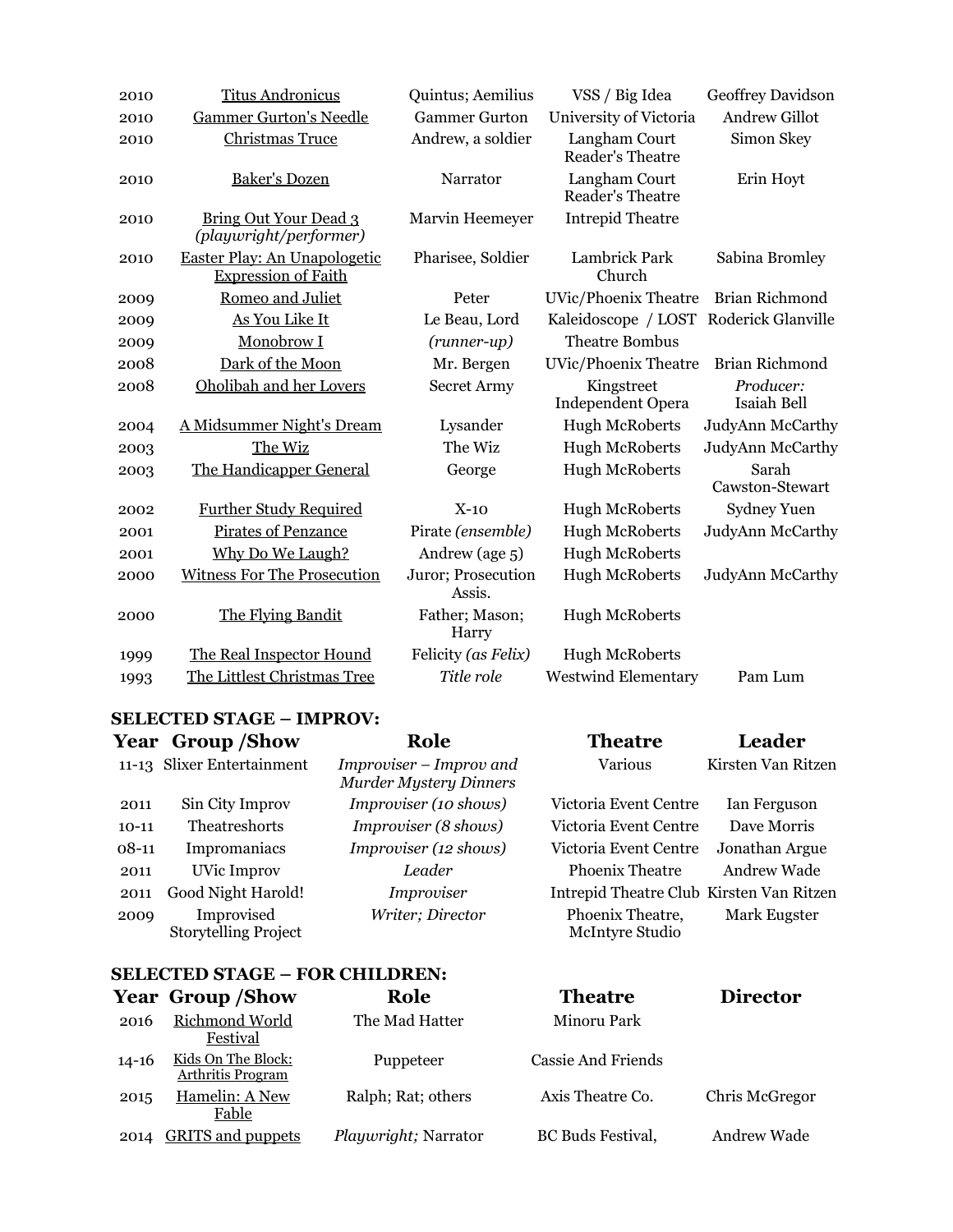| | | | | |
|---|---|---|---|---|
| 2010 | Titus Andronicus | Quintus; Aemilius | VSS / Big Idea | Geoffrey Davidson |
| 2010 | Gammer Gurton's Needle | Gammer Gurton | University of Victoria | Andrew Gillot |
| 2010 | Christmas Truce | Andrew, a soldier | Langham Court Reader's Theatre | Simon Skey |
| 2010 | Baker's Dozen | Narrator | Langham Court Reader's Theatre | Erin Hoyt |
| 2010 | Bring Out Your Dead 3 *(playwright/performer)* | Marvin Heemeyer | Intrepid Theatre | |
| 2010 | Easter Play: An Unapologetic Expression of Faith | Pharisee, Soldier | Lambrick Park Church | Sabina Bromley |
| 2009 | Romeo and Juliet | Peter | UVic/Phoenix Theatre | Brian Richmond |
| 2009 | As You Like It | Le Beau, Lord | Kaleidoscope / LOST | Roderick Glanville |
| 2009 | Monobrow I | *(runner-up)* | Theatre Bombus | |
| 2008 | Dark of the Moon | Mr. Bergen | UVic/Phoenix Theatre | Brian Richmond |
| 2008 | Oholibah and her Lovers | Secret Army | Kingstreet Independent Opera | *Producer:* Isaiah Bell |
| 2004 | A Midsummer Night's Dream | Lysander | Hugh McRoberts | JudyAnn McCarthy |
| 2003 | The Wiz | The Wiz | Hugh McRoberts | JudyAnn McCarthy |
| 2003 | The Handicapper General | George | Hugh McRoberts | Sarah Cawston-Stewart |
| 2002 | Further Study Required | X-10 | Hugh McRoberts | Sydney Yuen |
| 2001 | Pirates of Penzance | Pirate *(ensemble)* | Hugh McRoberts | JudyAnn McCarthy |
| 2001 | Why Do We Laugh? | Andrew (age 5) | Hugh McRoberts | |
| 2000 | Witness For The Prosecution | Juror; Prosecution Assis. | Hugh McRoberts | JudyAnn McCarthy |
| 2000 | The Flying Bandit | Father; Mason; Harry | Hugh McRoberts | |
| 1999 | The Real Inspector Hound | Felicity *(as Felix)* | Hugh McRoberts | |
| 1993 | The Littlest Christmas Tree | *Title role* | Westwind Elementary | Pam Lum |

## SELECTED STAGE – IMPROV:

| Year | Group /Show | Role | Theatre | Leader |
|---|---|---|---|---|
| 11-13 | Slixer Entertainment | *Improviser – Improv and Murder Mystery Dinners* | Various | Kirsten Van Ritzen |
| 2011 | Sin City Improv | *Improviser (10 shows)* | Victoria Event Centre | Ian Ferguson |
| 10-11 | Theatreshorts | *Improviser (8 shows)* | Victoria Event Centre | Dave Morris |
| 08-11 | Impromaniacs | *Improviser (12 shows)* | Victoria Event Centre | Jonathan Argue |
| 2011 | UVic Improv | *Leader* | Phoenix Theatre | Andrew Wade |
| 2011 | Good Night Harold! | *Improviser* | Intrepid Theatre Club | Kirsten Van Ritzen |
| 2009 | Improvised Storytelling Project | *Writer; Director* | Phoenix Theatre, McIntyre Studio | Mark Eugster |

## SELECTED STAGE – FOR CHILDREN:

| Year | Group /Show | Role | Theatre | Director |
|---|---|---|---|---|
| 2016 | Richmond World Festival | The Mad Hatter | Minoru Park | |
| 14-16 | Kids On The Block: Arthritis Program | Puppeteer | Cassie And Friends | |
| 2015 | Hamelin: A New Fable | Ralph; Rat; others | Axis Theatre Co. | Chris McGregor |
| 2014 | GRITS and puppets | *Playwright;* Narrator | BC Buds Festival, | Andrew Wade |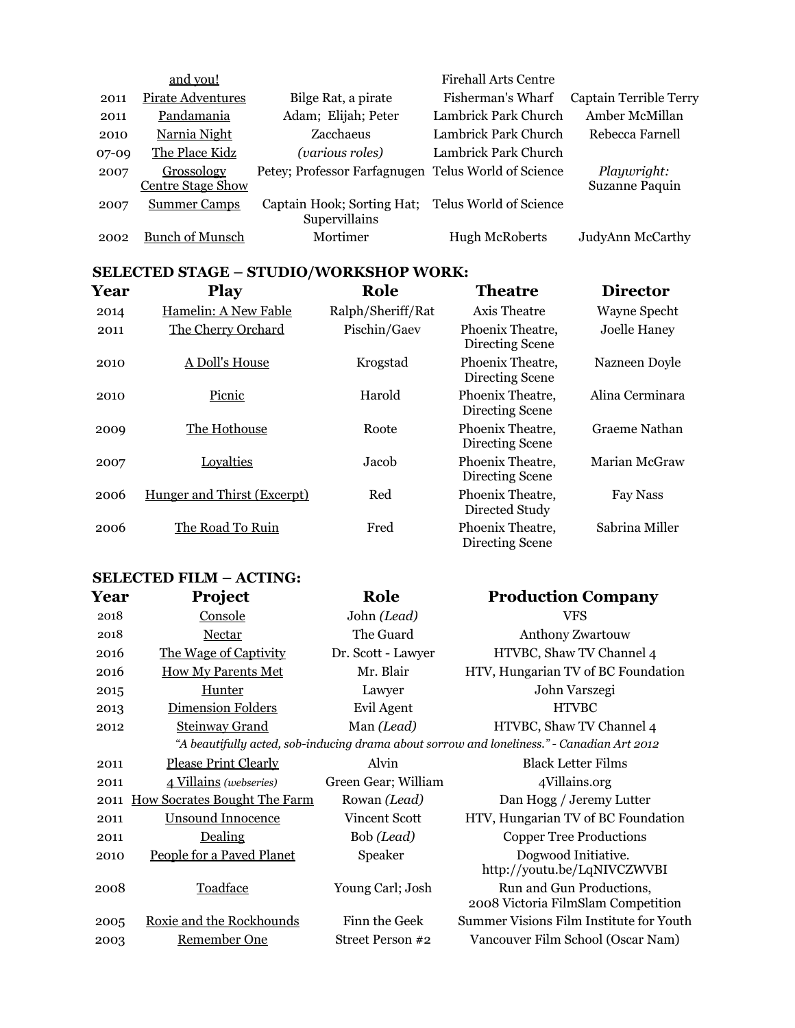| | Play | Role | Theatre | Director |
|---|---|---|---|---|
| | and you! | | Firehall Arts Centre | |
| 2011 | Pirate Adventures | Bilge Rat, a pirate | Fisherman's Wharf | Captain Terrible Terry |
| 2011 | Pandamania | Adam; Elijah; Peter | Lambrick Park Church | Amber McMillan |
| 2010 | Narnia Night | Zacchaeus | Lambrick Park Church | Rebecca Farnell |
| 07-09 | The Place Kidz | *(various roles)* | Lambrick Park Church | |
| 2007 | Grossology Centre Stage Show | Petey; Professor Farfagnugen | Telus World of Science | *Playwright:* Suzanne Paquin |
| 2007 | Summer Camps | Captain Hook; Sorting Hat; Supervillains | Telus World of Science | |
| 2002 | Bunch of Munsch | Mortimer | Hugh McRoberts | JudyAnn McCarthy |

## SELECTED STAGE – STUDIO/WORKSHOP WORK:

| Year | Play | Role | Theatre | Director |
|---|---|---|---|---|
| 2014 | Hamelin: A New Fable | Ralph/Sheriff/Rat | Axis Theatre | Wayne Specht |
| 2011 | The Cherry Orchard | Pischin/Gaev | Phoenix Theatre, Directing Scene | Joelle Haney |
| 2010 | A Doll's House | Krogstad | Phoenix Theatre, Directing Scene | Nazneen Doyle |
| 2010 | Picnic | Harold | Phoenix Theatre, Directing Scene | Alina Cerminara |
| 2009 | The Hothouse | Roote | Phoenix Theatre, Directing Scene | Graeme Nathan |
| 2007 | Loyalties | Jacob | Phoenix Theatre, Directing Scene | Marian McGraw |
| 2006 | Hunger and Thirst (Excerpt) | Red | Phoenix Theatre, Directed Study | Fay Nass |
| 2006 | The Road To Ruin | Fred | Phoenix Theatre, Directing Scene | Sabrina Miller |

## SELECTED FILM – ACTING:

| Year | Project | Role | Production Company |
|---|---|---|---|
| 2018 | Console | John *(Lead)* | VFS |
| 2018 | Nectar | The Guard | Anthony Zwartouw |
| 2016 | The Wage of Captivity | Dr. Scott - Lawyer | HTVBC, Shaw TV Channel 4 |
| 2016 | How My Parents Met | Mr. Blair | HTV, Hungarian TV of BC Foundation |
| 2015 | Hunter | Lawyer | John Varszegi |
| 2013 | Dimension Folders | Evil Agent | HTVBC |
| 2012 | Steinway Grand | Man *(Lead)* | HTVBC, Shaw TV Channel 4 |
| | *"A beautifully acted, sob-inducing drama about sorrow and loneliness." - Canadian Art 2012* | | |
| 2011 | Please Print Clearly | Alvin | Black Letter Films |
| 2011 | 4 Villains *(webseries)* | Green Gear; William | 4Villains.org |
| 2011 | How Socrates Bought The Farm | Rowan *(Lead)* | Dan Hogg / Jeremy Lutter |
| 2011 | Unsound Innocence | Vincent Scott | HTV, Hungarian TV of BC Foundation |
| 2011 | Dealing | Bob *(Lead)* | Copper Tree Productions |
| 2010 | People for a Paved Planet | Speaker | Dogwood Initiative. http://youtu.be/LqNIVCZWVBI |
| 2008 | Toadface | Young Carl; Josh | Run and Gun Productions, 2008 Victoria FilmSlam Competition |
| 2005 | Roxie and the Rockhounds | Finn the Geek | Summer Visions Film Institute for Youth |
| 2003 | Remember One | Street Person #2 | Vancouver Film School (Oscar Nam) |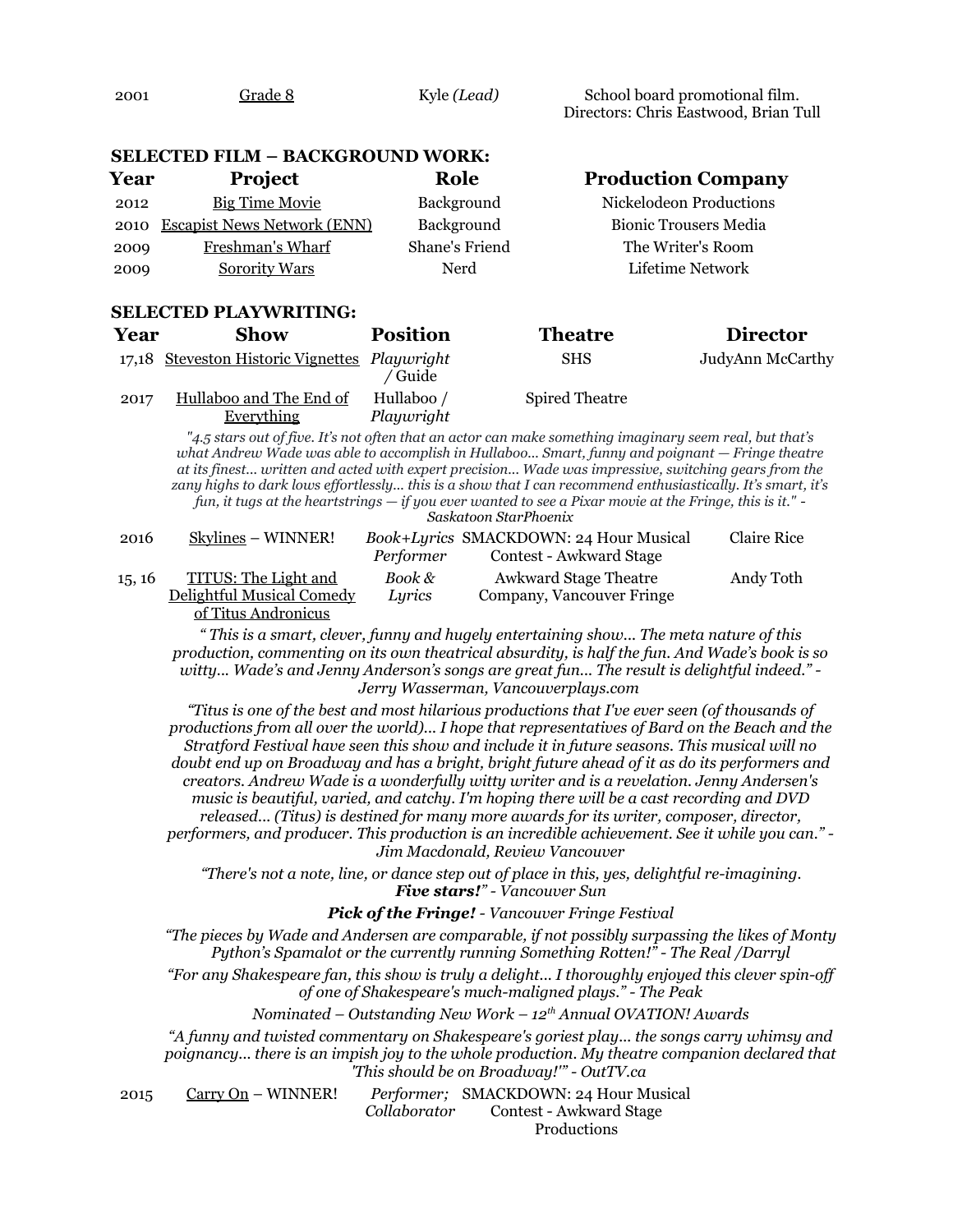| | | | |
|---|---|---|---|
| 2001 | Grade 8 | Kyle *(Lead)* | School board promotional film. Directors: Chris Eastwood, Brian Tull |

### SELECTED FILM – BACKGROUND WORK:

| Year | Project | Role | Production Company |
|---|---|---|---|
| 2012 | Big Time Movie | Background | Nickelodeon Productions |
| 2010 | Escapist News Network (ENN) | Background | Bionic Trousers Media |
| 2009 | Freshman's Wharf | Shane's Friend | The Writer's Room |
| 2009 | Sorority Wars | Nerd | Lifetime Network |

### SELECTED PLAYWRITING:

| Year | Show | Position | Theatre | Director |
|---|---|---|---|---|
| 17,18 | Steveston Historic Vignettes | *Playwright* / Guide | SHS | JudyAnn McCarthy |
| 2017 | Hullaboo and The End of Everything | Hullaboo / *Playwright* | Spired Theatre | |

*"4.5 stars out of five. It's not often that an actor can make something imaginary seem real, but that's what Andrew Wade was able to accomplish in Hullaboo... Smart, funny and poignant — Fringe theatre at its finest... written and acted with expert precision... Wade was impressive, switching gears from the zany highs to dark lows effortlessly... this is a show that I can recommend enthusiastically. It's smart, it's fun, it tugs at the heartstrings — if you ever wanted to see a Pixar movie at the Fringe, this is it." - Saskatoon StarPhoenix*

| Year | Show | Position | Theatre | Director |
|---|---|---|---|---|
| 2016 | Skylines – WINNER! | *Book+Lyrics Performer* | SMACKDOWN: 24 Hour Musical Contest - Awkward Stage | Claire Rice |
| 15, 16 | TITUS: The Light and Delightful Musical Comedy of Titus Andronicus | *Book & Lyrics* | Awkward Stage Theatre Company, Vancouver Fringe | Andy Toth |

*" This is a smart, clever, funny and hugely entertaining show... The meta nature of this production, commenting on its own theatrical absurdity, is half the fun. And Wade's book is so witty... Wade's and Jenny Anderson's songs are great fun... The result is delightful indeed." - Jerry Wasserman, Vancouverplays.com*

*"Titus is one of the best and most hilarious productions that I've ever seen (of thousands of productions from all over the world)... I hope that representatives of Bard on the Beach and the Stratford Festival have seen this show and include it in future seasons. This musical will no doubt end up on Broadway and has a bright, bright future ahead of it as do its performers and creators. Andrew Wade is a wonderfully witty writer and is a revelation. Jenny Andersen's music is beautiful, varied, and catchy. I'm hoping there will be a cast recording and DVD released... (Titus) is destined for many more awards for its writer, composer, director, performers, and producer. This production is an incredible achievement. See it while you can." - Jim Macdonald, Review Vancouver*

*"There's not a note, line, or dance step out of place in this, yes, delightful re-imagining.* ***Five stars!****" - Vancouver Sun*

***Pick of the Fringe!*** *- Vancouver Fringe Festival*

*"The pieces by Wade and Andersen are comparable, if not possibly surpassing the likes of Monty Python's Spamalot or the currently running Something Rotten!" - The Real /Darryl*

*"For any Shakespeare fan, this show is truly a delight... I thoroughly enjoyed this clever spin-off of one of Shakespeare's much-maligned plays." - The Peak*

*Nominated – Outstanding New Work – 12th Annual OVATION! Awards*

*"A funny and twisted commentary on Shakespeare's goriest play... the songs carry whimsy and poignancy... there is an impish joy to the whole production. My theatre companion declared that 'This should be on Broadway!'" - OutTV.ca*

| Year | Show | Position | Theatre | Director |
|---|---|---|---|---|
| 2015 | Carry On – WINNER! | *Performer; Collaborator* | SMACKDOWN: 24 Hour Musical Contest - Awkward Stage Productions | |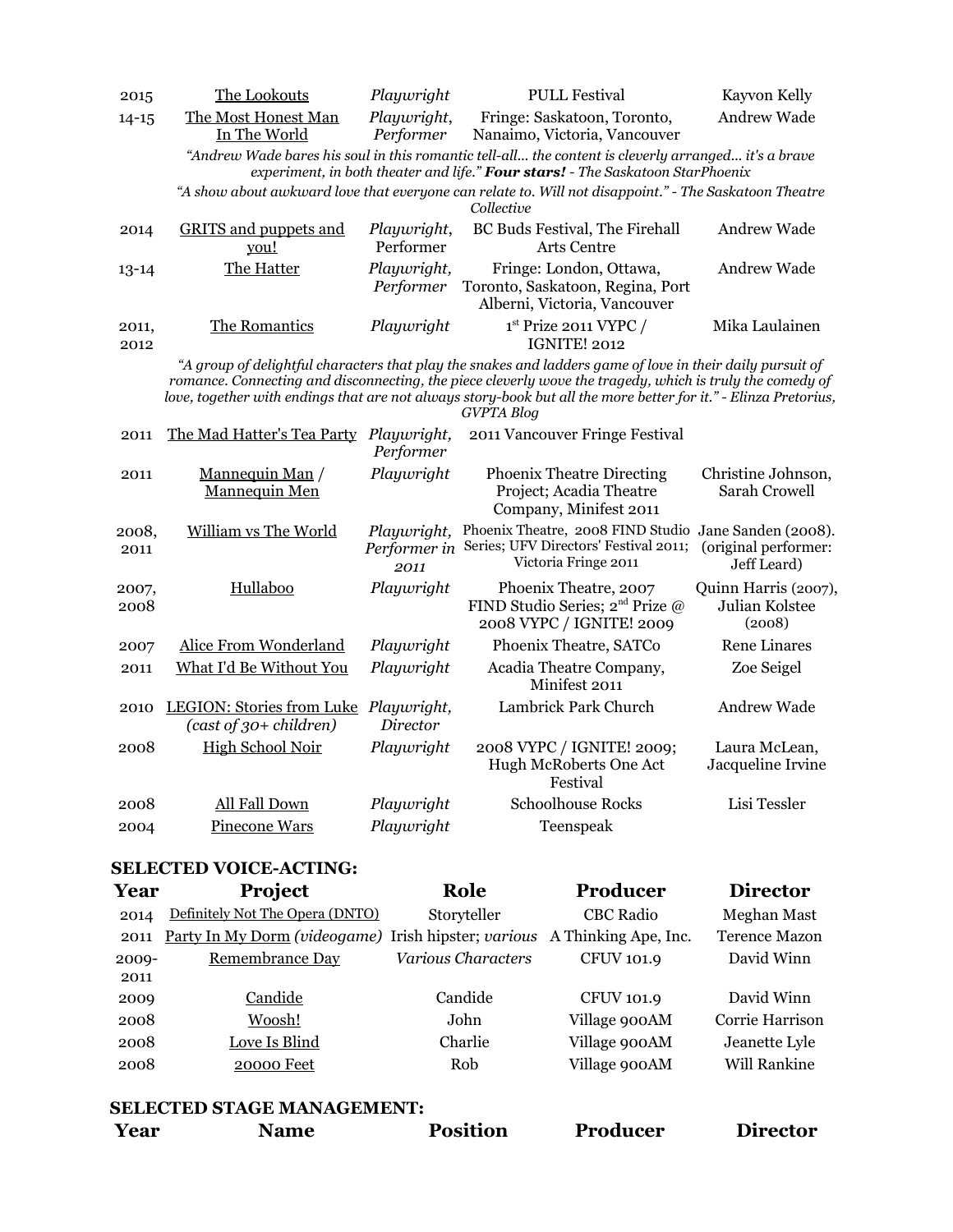| | | | | |
|---|---|---|---|---|
| 2015 | The Lookouts | *Playwright* | PULL Festival | Kayvon Kelly |
| 14-15 | The Most Honest Man In The World | *Playwright, Performer* | Fringe: Saskatoon, Toronto, Nanaimo, Victoria, Vancouver | Andrew Wade |

*"Andrew Wade bares his soul in this romantic tell-all... the content is cleverly arranged... it's a brave experiment, in both theater and life." **Four stars!** - The Saskatoon StarPhoenix*

*"A show about awkward love that everyone can relate to. Will not disappoint." - The Saskatoon Theatre Collective*

| | | | | |
|---|---|---|---|---|
| 2014 | GRITS and puppets and you! | *Playwright*, Performer | BC Buds Festival, The Firehall Arts Centre | Andrew Wade |
| 13-14 | The Hatter | *Playwright, Performer* | Fringe: London, Ottawa, Toronto, Saskatoon, Regina, Port Alberni, Victoria, Vancouver | Andrew Wade |
| 2011, 2012 | The Romantics | *Playwright* | 1st Prize 2011 VYPC / IGNITE! 2012 | Mika Laulainen |

*"A group of delightful characters that play the snakes and ladders game of love in their daily pursuit of romance. Connecting and disconnecting, the piece cleverly wove the tragedy, which is truly the comedy of love, together with endings that are not always story-book but all the more better for it." - Elinza Pretorius, GVPTA Blog*

| | | | | |
|---|---|---|---|---|
| 2011 | The Mad Hatter's Tea Party | *Playwright, Performer* | 2011 Vancouver Fringe Festival | |
| 2011 | Mannequin Man / Mannequin Men | *Playwright* | Phoenix Theatre Directing Project; Acadia Theatre Company, Minifest 2011 | Christine Johnson, Sarah Crowell |
| 2008, 2011 | William vs The World | *Playwright, Performer in 2011* | Phoenix Theatre, 2008 FIND Studio Series; UFV Directors' Festival 2011; Victoria Fringe 2011 | Jane Sanden (2008). (original performer: Jeff Leard) |
| 2007, 2008 | Hullaboo | *Playwright* | Phoenix Theatre, 2007 FIND Studio Series; 2nd Prize @ 2008 VYPC / IGNITE! 2009 | Quinn Harris (2007), Julian Kolstee (2008) |
| 2007 | Alice From Wonderland | *Playwright* | Phoenix Theatre, SATCo | Rene Linares |
| 2011 | What I'd Be Without You | *Playwright* | Acadia Theatre Company, Minifest 2011 | Zoe Seigel |
| 2010 | LEGION: Stories from Luke *(cast of 30+ children)* | *Playwright, Director* | Lambrick Park Church | Andrew Wade |
| 2008 | High School Noir | *Playwright* | 2008 VYPC / IGNITE! 2009; Hugh McRoberts One Act Festival | Laura McLean, Jacqueline Irvine |
| 2008 | All Fall Down | *Playwright* | Schoolhouse Rocks | Lisi Tessler |
| 2004 | Pinecone Wars | *Playwright* | Teenspeak | |

**SELECTED VOICE-ACTING:**

| Year | Project | Role | Producer | Director |
|---|---|---|---|---|
| 2014 | Definitely Not The Opera (DNTO) | Storyteller | CBC Radio | Meghan Mast |
| 2011 | Party In My Dorm *(videogame)* | Irish hipster; *various* | A Thinking Ape, Inc. | Terence Mazon |
| 2009-2011 | Remembrance Day | *Various Characters* | CFUV 101.9 | David Winn |
| 2009 | Candide | Candide | CFUV 101.9 | David Winn |
| 2008 | Woosh! | John | Village 900AM | Corrie Harrison |
| 2008 | Love Is Blind | Charlie | Village 900AM | Jeanette Lyle |
| 2008 | 20000 Feet | Rob | Village 900AM | Will Rankine |

**SELECTED STAGE MANAGEMENT:**

| Year | Name | Position | Producer | Director |
|---|---|---|---|---|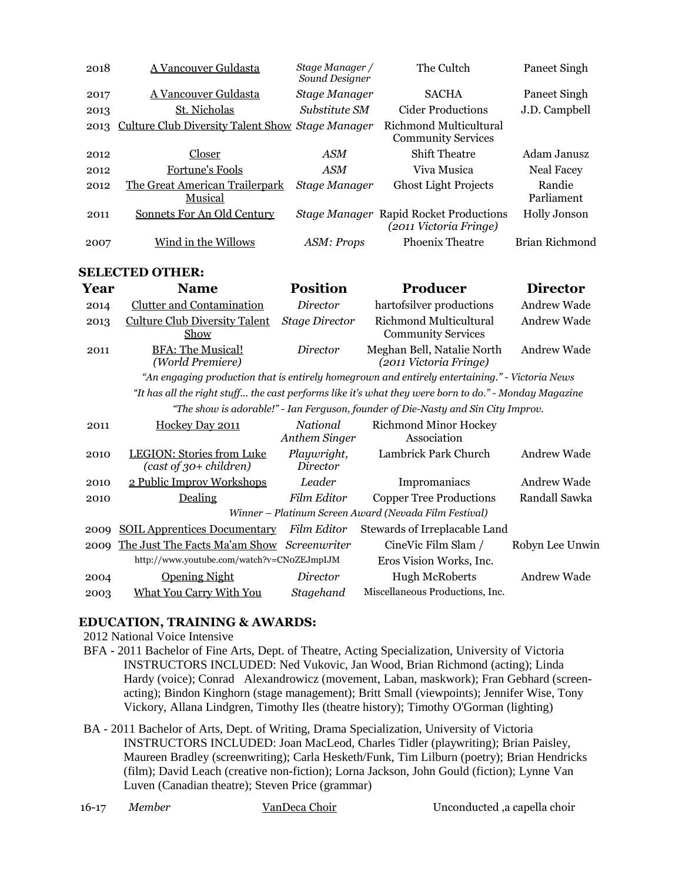| | | | | |
|---|---|---|---|---|
| 2018 | A Vancouver Guldasta | *Stage Manager / Sound Designer* | The Cultch | Paneet Singh |
| 2017 | A Vancouver Guldasta | *Stage Manager* | SACHA | Paneet Singh |
| 2013 | St. Nicholas | *Substitute SM* | Cider Productions | J.D. Campbell |
| 2013 | Culture Club Diversity Talent Show | *Stage Manager* | Richmond Multicultural Community Services | |
| 2012 | Closer | *ASM* | Shift Theatre | Adam Janusz |
| 2012 | Fortune's Fools | *ASM* | Viva Musica | Neal Facey |
| 2012 | The Great American Trailerpark Musical | *Stage Manager* | Ghost Light Projects | Randie Parliament |
| 2011 | Sonnets For An Old Century | *Stage Manager* | Rapid Rocket Productions *(2011 Victoria Fringe)* | Holly Jonson |
| 2007 | Wind in the Willows | *ASM: Props* | Phoenix Theatre | Brian Richmond |

**SELECTED OTHER:**

| Year | Name | Position | Producer | Director |
|---|---|---|---|---|
| 2014 | Clutter and Contamination | *Director* | hartofsilver productions | Andrew Wade |
| 2013 | Culture Club Diversity Talent Show | *Stage Director* | Richmond Multicultural Community Services | Andrew Wade |
| 2011 | BFA: The Musical! *(World Premiere)* | *Director* | Meghan Bell, Natalie North *(2011 Victoria Fringe)* | Andrew Wade |
| | *"An engaging production that is entirely homegrown and entirely entertaining." - Victoria News* | | | |
| | *"It has all the right stuff... the cast performs like it's what they were born to do." - Monday Magazine* | | | |
| | *"The show is adorable!" - Ian Ferguson, founder of Die-Nasty and Sin City Improv.* | | | |
| 2011 | Hockey Day 2011 | *National Anthem Singer* | Richmond Minor Hockey Association | |
| 2010 | LEGION: Stories from Luke *(cast of 30+ children)* | *Playwright, Director* | Lambrick Park Church | Andrew Wade |
| 2010 | 2 Public Improv Workshops | *Leader* | Impromaniacs | Andrew Wade |
| 2010 | Dealing | *Film Editor* | Copper Tree Productions | Randall Sawka |
| | *Winner – Platinum Screen Award (Nevada Film Festival)* | | | |
| 2009 | SOIL Apprentices Documentary | *Film Editor* | Stewards of Irreplacable Land | |
| 2009 | The Just The Facts Ma'am Show<br>http://www.youtube.com/watch?v=CNoZEJmpIJM | *Screenwriter* | CineVic Film Slam / Eros Vision Works, Inc. | Robyn Lee Unwin |
| 2004 | Opening Night | *Director* | Hugh McRoberts | Andrew Wade |
| 2003 | What You Carry With You | *Stagehand* | Miscellaneous Productions, Inc. | |

**EDUCATION, TRAINING & AWARDS:**

2012 National Voice Intensive

BFA - 2011 Bachelor of Fine Arts, Dept. of Theatre, Acting Specialization, University of Victoria
INSTRUCTORS INCLUDED: Ned Vukovic, Jan Wood, Brian Richmond (acting); Linda Hardy (voice); Conrad Alexandrowicz (movement, Laban, maskwork); Fran Gebhard (screen-acting); Bindon Kinghorn (stage management); Britt Small (viewpoints); Jennifer Wise, Tony Vickory, Allana Lindgren, Timothy Iles (theatre history); Timothy O'Gorman (lighting)

BA - 2011 Bachelor of Arts, Dept. of Writing, Drama Specialization, University of Victoria
INSTRUCTORS INCLUDED: Joan MacLeod, Charles Tidler (playwriting); Brian Paisley, Maureen Bradley (screenwriting); Carla Hesketh/Funk, Tim Lilburn (poetry); Brian Hendricks (film); David Leach (creative non-fiction); Lorna Jackson, John Gould (fiction); Lynne Van Luven (Canadian theatre); Steven Price (grammar)

| | | | |
|---|---|---|---|
| 16-17 | *Member* | VanDeca Choir | Unconducted ,a capella choir |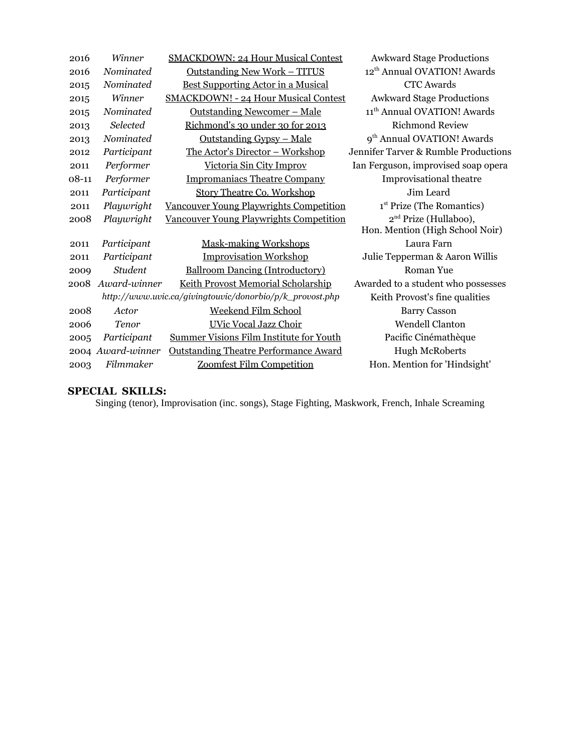| | | | |
|---|---|---|---|
| 2016 | *Winner* | SMACKDOWN: 24 Hour Musical Contest | Awkward Stage Productions |
| 2016 | *Nominated* | Outstanding New Work – TITUS | 12th Annual OVATION! Awards |
| 2015 | *Nominated* | Best Supporting Actor in a Musical | CTC Awards |
| 2015 | *Winner* | SMACKDOWN! - 24 Hour Musical Contest | Awkward Stage Productions |
| 2015 | *Nominated* | Outstanding Newcomer – Male | 11th Annual OVATION! Awards |
| 2013 | *Selected* | Richmond's 30 under 30 for 2013 | Richmond Review |
| 2013 | *Nominated* | Outstanding Gypsy – Male | 9th Annual OVATION! Awards |
| 2012 | *Participant* | The Actor's Director – Workshop | Jennifer Tarver & Rumble Productions |
| 2011 | *Performer* | Victoria Sin City Improv | Ian Ferguson, improvised soap opera |
| 08-11 | *Performer* | Impromaniacs Theatre Company | Improvisational theatre |
| 2011 | *Participant* | Story Theatre Co. Workshop | Jim Leard |
| 2011 | *Playwright* | Vancouver Young Playwrights Competition | 1st Prize (The Romantics) |
| 2008 | *Playwright* | Vancouver Young Playwrights Competition | 2nd Prize (Hullaboo), Hon. Mention (High School Noir) |
| 2011 | *Participant* | Mask-making Workshops | Laura Farn |
| 2011 | *Participant* | Improvisation Workshop | Julie Tepperman & Aaron Willis |
| 2009 | *Student* | Ballroom Dancing (Introductory) | Roman Yue |
| 2008 | *Award-winner* | Keith Provost Memorial Scholarship *http://www.uvic.ca/givingtouvic/donorbio/p/k_provost.php* | Awarded to a student who possesses Keith Provost's fine qualities |
| 2008 | *Actor* | Weekend Film School | Barry Casson |
| 2006 | *Tenor* | UVic Vocal Jazz Choir | Wendell Clanton |
| 2005 | *Participant* | Summer Visions Film Institute for Youth | Pacific Cinémathèque |
| 2004 | *Award-winner* | Outstanding Theatre Performance Award | Hugh McRoberts |
| 2003 | *Filmmaker* | Zoomfest Film Competition | Hon. Mention for 'Hindsight' |

**SPECIAL SKILLS:**

Singing (tenor), Improvisation (inc. songs), Stage Fighting, Maskwork, French, Inhale Screaming